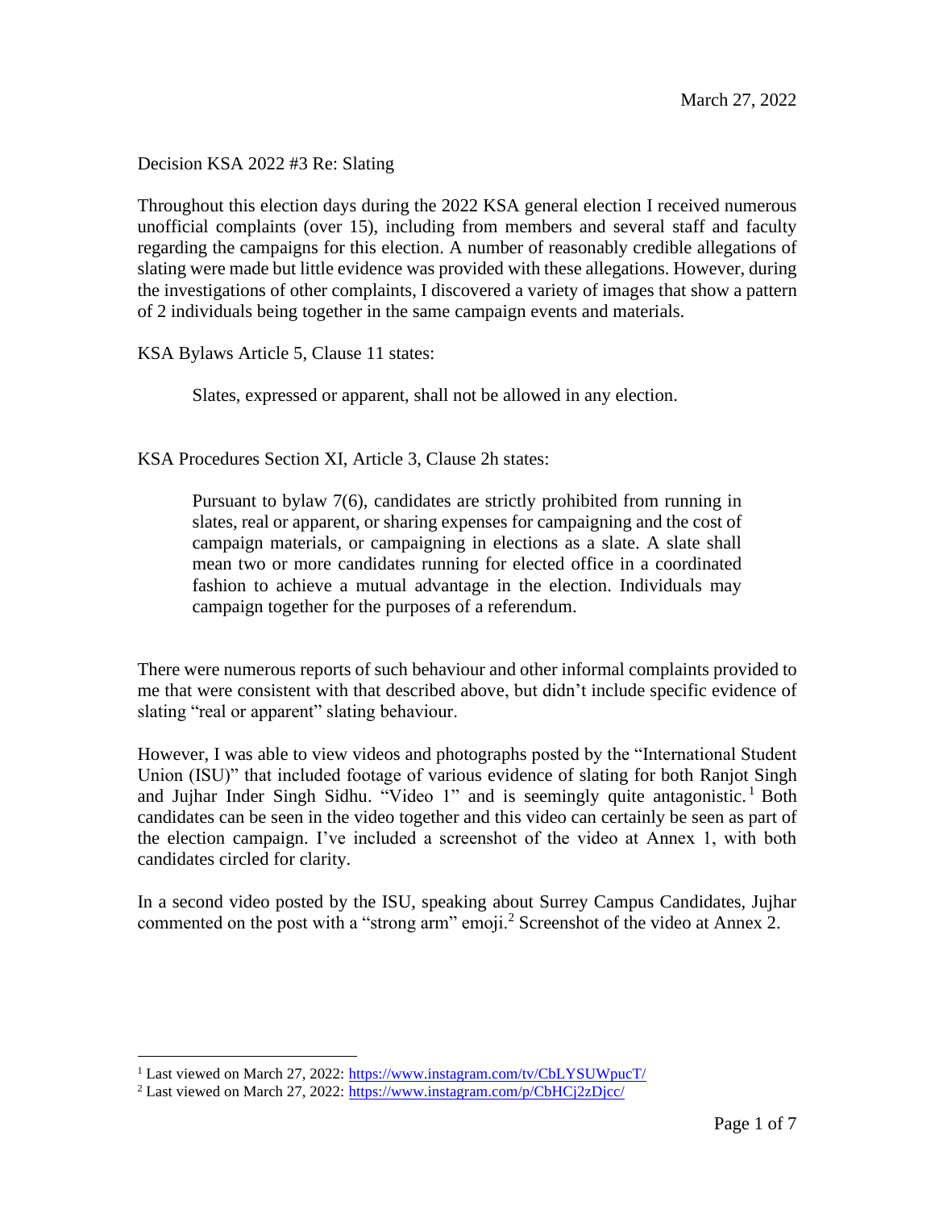March 27, 2022

Decision KSA 2022 #3 Re: Slating

Throughout this election days during the 2022 KSA general election I received numerous unofficial complaints (over 15), including from members and several staff and faculty regarding the campaigns for this election. A number of reasonably credible allegations of slating were made but little evidence was provided with these allegations. However, during the investigations of other complaints, I discovered a variety of images that show a pattern of 2 individuals being together in the same campaign events and materials.

KSA Bylaws Article 5, Clause 11 states:

> Slates, expressed or apparent, shall not be allowed in any election.

KSA Procedures Section XI, Article 3, Clause 2h states:

> Pursuant to bylaw 7(6), candidates are strictly prohibited from running in slates, real or apparent, or sharing expenses for campaigning and the cost of campaign materials, or campaigning in elections as a slate. A slate shall mean two or more candidates running for elected office in a coordinated fashion to achieve a mutual advantage in the election. Individuals may campaign together for the purposes of a referendum.

There were numerous reports of such behaviour and other informal complaints provided to me that were consistent with that described above, but didn't include specific evidence of slating "real or apparent" slating behaviour.

However, I was able to view videos and photographs posted by the "International Student Union (ISU)" that included footage of various evidence of slating for both Ranjot Singh and Jujhar Inder Singh Sidhu. "Video 1" and is seemingly quite antagonistic.[1] Both candidates can be seen in the video together and this video can certainly be seen as part of the election campaign. I've included a screenshot of the video at Annex 1, with both candidates circled for clarity.

In a second video posted by the ISU, speaking about Surrey Campus Candidates, Jujhar commented on the post with a "strong arm" emoji.[2] Screenshot of the video at Annex 2.

---

[1] Last viewed on March 27, 2022: https://www.instagram.com/tv/CbLYSUWpucT/

[2] Last viewed on March 27, 2022: https://www.instagram.com/p/CbHCj2zDjcc/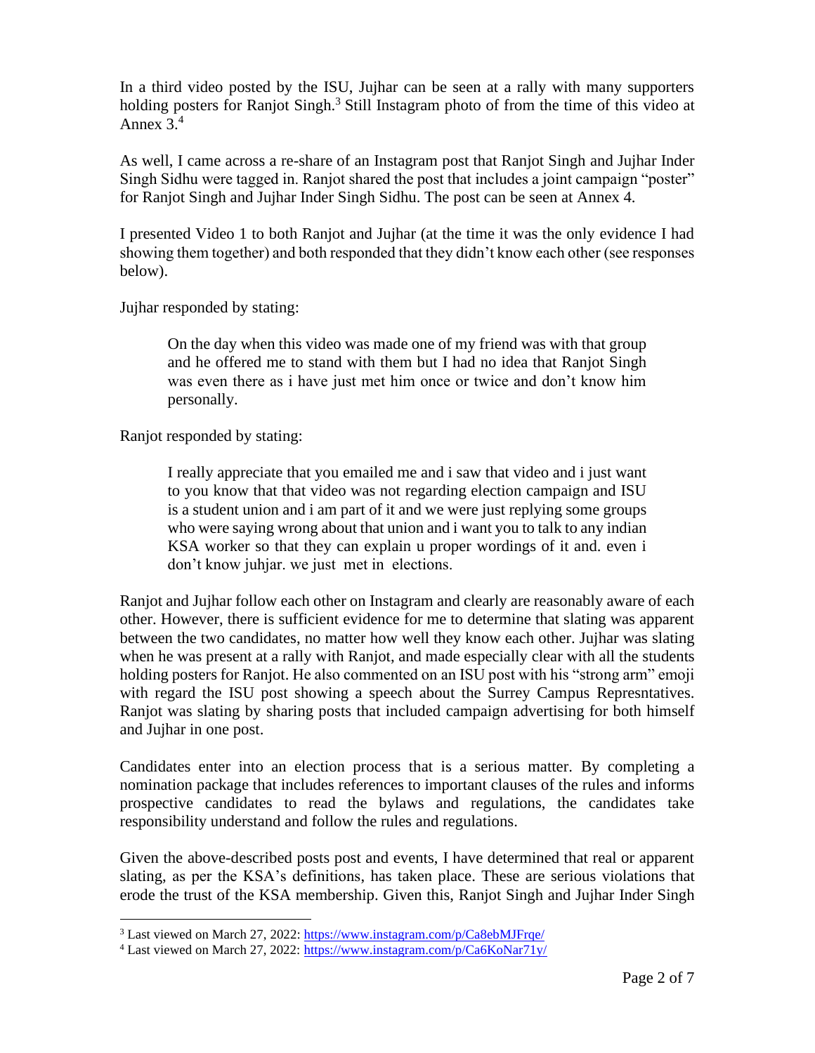In a third video posted by the ISU, Jujhar can be seen at a rally with many supporters holding posters for Ranjot Singh.[3] Still Instagram photo of from the time of this video at Annex 3.[4]

As well, I came across a re-share of an Instagram post that Ranjot Singh and Jujhar Inder Singh Sidhu were tagged in. Ranjot shared the post that includes a joint campaign "poster" for Ranjot Singh and Jujhar Inder Singh Sidhu. The post can be seen at Annex 4.

I presented Video 1 to both Ranjot and Jujhar (at the time it was the only evidence I had showing them together) and both responded that they didn't know each other (see responses below).

Jujhar responded by stating:

> On the day when this video was made one of my friend was with that group and he offered me to stand with them but I had no idea that Ranjot Singh was even there as i have just met him once or twice and don't know him personally.

Ranjot responded by stating:

> I really appreciate that you emailed me and i saw that video and i just want to you know that that video was not regarding election campaign and ISU is a student union and i am part of it and we were just replying some groups who were saying wrong about that union and i want you to talk to any indian KSA worker so that they can explain u proper wordings of it and. even i don't know juhjar. we just met in elections.

Ranjot and Jujhar follow each other on Instagram and clearly are reasonably aware of each other. However, there is sufficient evidence for me to determine that slating was apparent between the two candidates, no matter how well they know each other. Jujhar was slating when he was present at a rally with Ranjot, and made especially clear with all the students holding posters for Ranjot. He also commented on an ISU post with his "strong arm" emoji with regard the ISU post showing a speech about the Surrey Campus Represntatives. Ranjot was slating by sharing posts that included campaign advertising for both himself and Jujhar in one post.

Candidates enter into an election process that is a serious matter. By completing a nomination package that includes references to important clauses of the rules and informs prospective candidates to read the bylaws and regulations, the candidates take responsibility understand and follow the rules and regulations.

Given the above-described posts post and events, I have determined that real or apparent slating, as per the KSA's definitions, has taken place. These are serious violations that erode the trust of the KSA membership. Given this, Ranjot Singh and Jujhar Inder Singh

---

[3] Last viewed on March 27, 2022: https://www.instagram.com/p/Ca8ebMJFrqe/

[4] Last viewed on March 27, 2022: https://www.instagram.com/p/Ca6KoNar71y/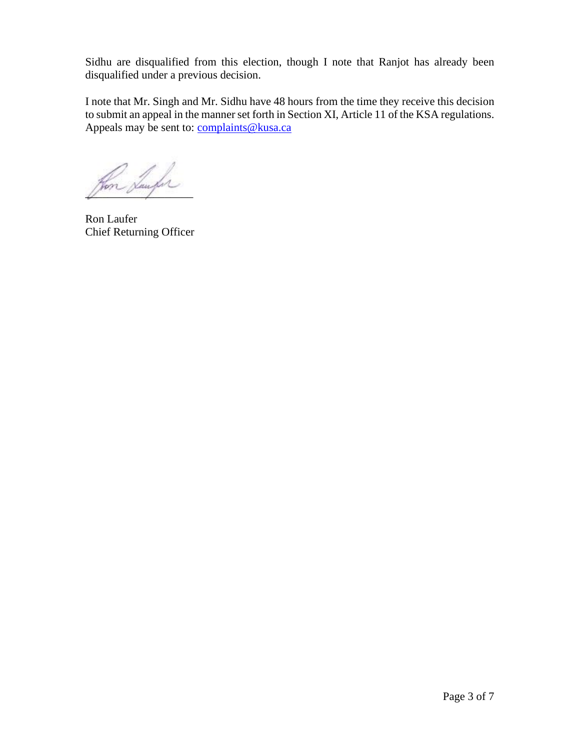Sidhu are disqualified from this election, though I note that Ranjot has already been disqualified under a previous decision.

I note that Mr. Singh and Mr. Sidhu have 48 hours from the time they receive this decision to submit an appeal in the manner set forth in Section XI, Article 11 of the KSA regulations. Appeals may be sent to: complaints@kusa.ca

Ron Laufer
Chief Returning Officer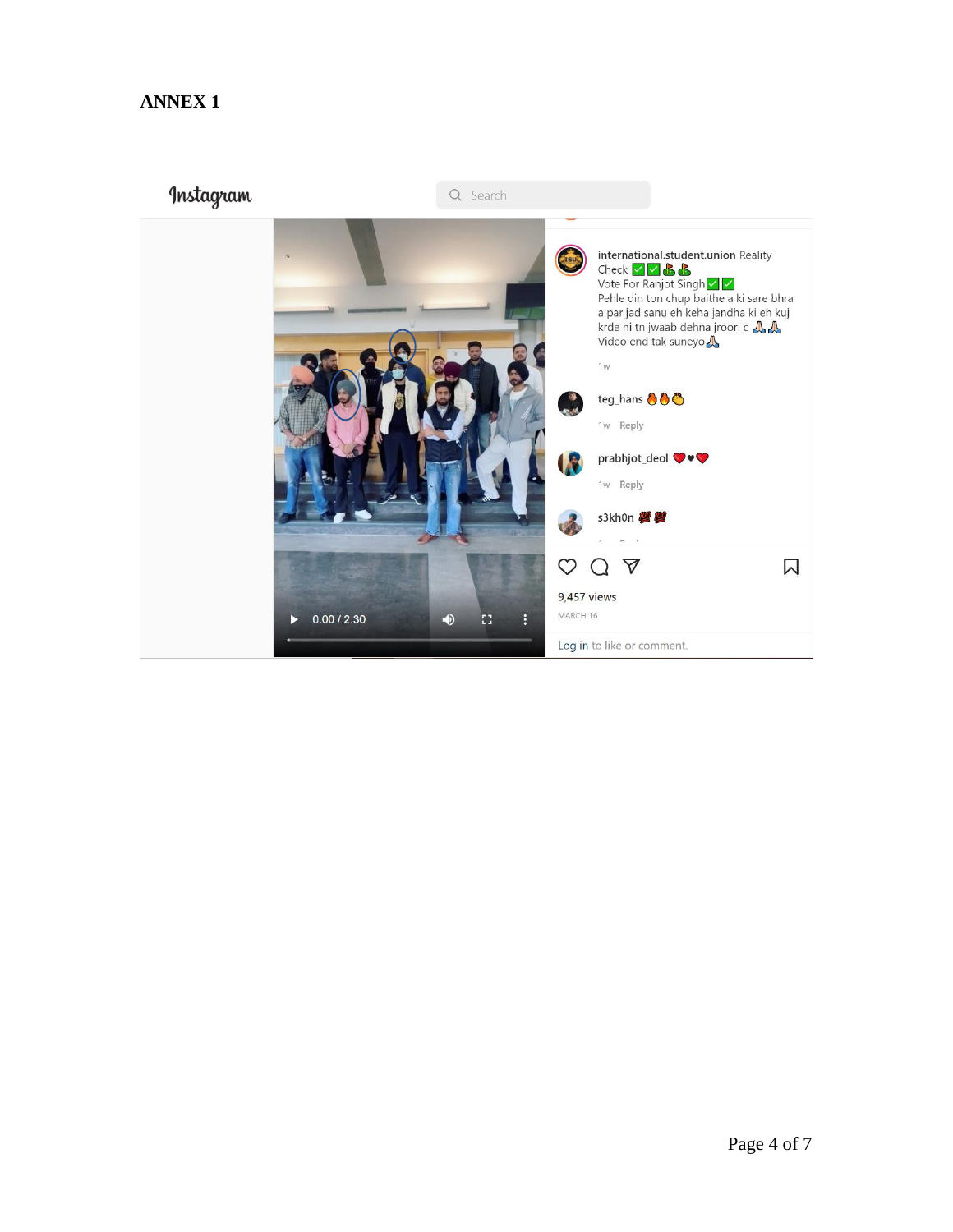## ANNEX 1

Instagram

Search

international.student.union Reality Check ✅✅💪💪
Vote For Ranjot Singh✅✅
Pehle din ton chup baithe a ki sare bhra a par jad sanu eh keha jandha ki eh kuj krde ni tn jwaab dehna jroori c 🙏🙏
Video end tak suneyo🙏

1w

teg_hans 🔥🔥👏

1w Reply

prabhjot_deol ❤️🖤❤️

1w Reply

s3kh0n 💯💯

0:00 / 2:30

9,457 views

MARCH 16

Log in to like or comment.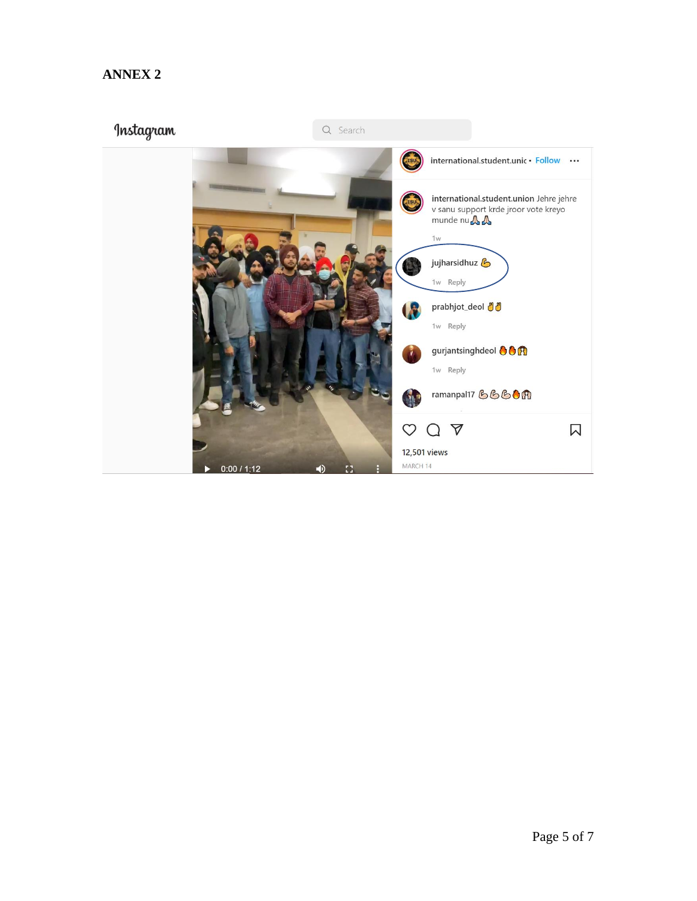## ANNEX 2

Instagram

Search

international.student.unic • Follow ...

international.student.union Jehre jehre v sanu support krde jroor vote kreyo munde nu🙏🙏

1w

jujharsidhuz 💪

1w Reply

prabhjot_deol 👌👌

1w Reply

gurjantsinghdeol 🔥🔥🙌

1w Reply

ramanpal17 💪💪💪🔥🙌

12,501 views

MARCH 14

0:00 / 1:12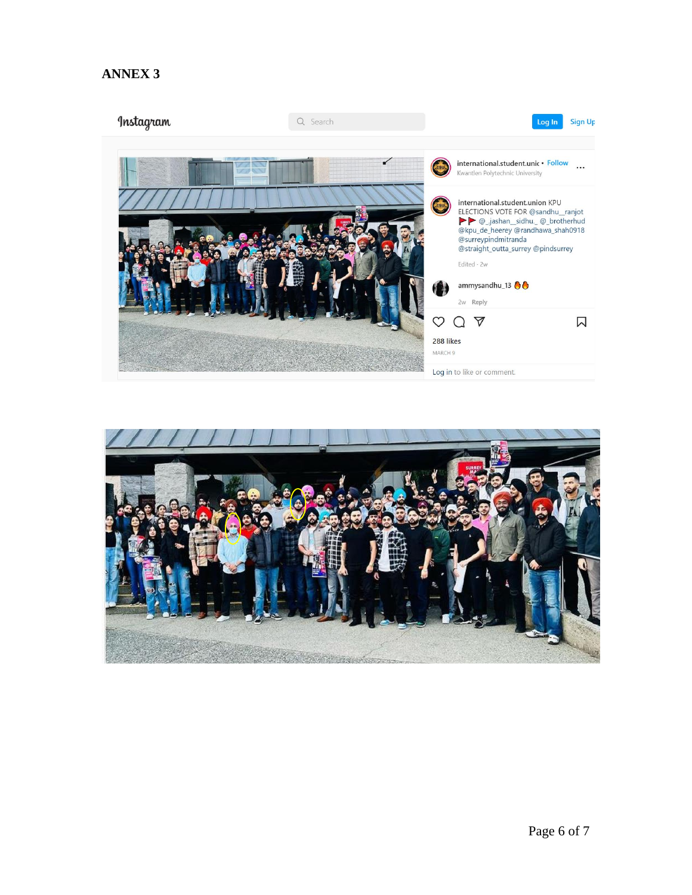# ANNEX 3

Instagram

Search

Log In Sign Up

international.student.unic • Follow
Kwantlen Polytechnic University

international.student.union KPU ELECTIONS VOTE FOR @sandhu__ranjot 🚩🚩 @_jashan__sidhu._ @_brotherhud @kpu_de_heerey @randhawa_shah0918 @surreypindmitranda @straight_outta_surrey @pindsurrey

Edited · 2w

ammysandhu_13 🔥🔥

2w Reply

288 likes

MARCH 9

Log in to like or comment.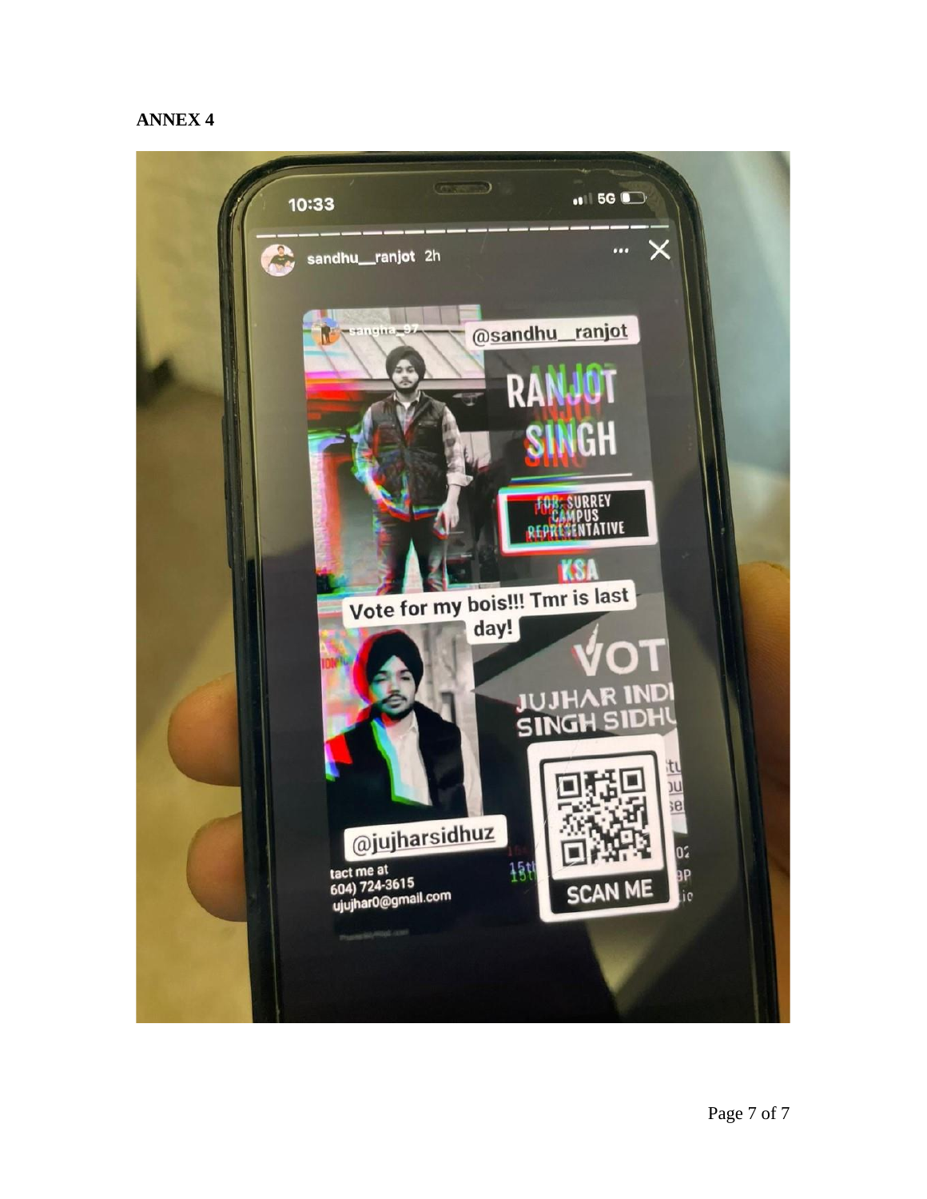**ANNEX 4**

10:33

5G

sandhu__ranjot 2h

sangha_97

@sandhu__ranjot

RANJOT SINGH

FOR: SURREY CAMPUS REPRESENTATIVE

KSA

Vote for my bois!!! Tmr is last day!

VOT

JUJHAR INDI SINGH SIDHU

@jujharsidhuz

tact me at
604) 724-3615
ujujhar0@gmail.com

SCAN ME